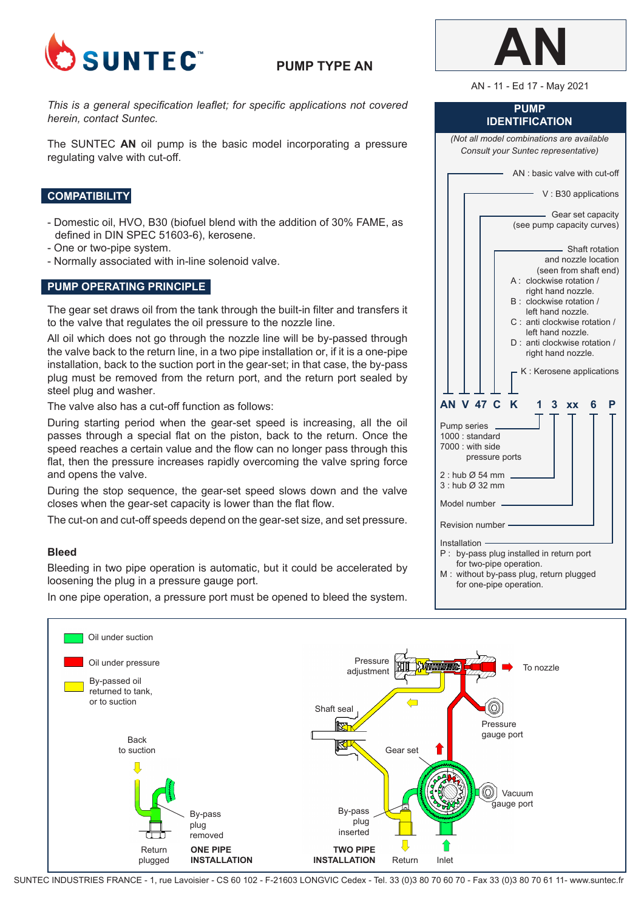**SUNTEC**™

# PUMP TYPE AN

**AN**

AN - 11 - Ed 17 - May 2021

*This is a general specification leaflet; for specific applications not covered herein, contact Suntec.*

The SUNTEC **AN** oil pump is the basic model incorporating a pressure regulating valve with cut-off.

## COMPATIBILITY

- Domestic oil, HVO, B30 (biofuel blend with the addition of 30% FAME, as defined in DIN SPEC 51603-6), kerosene.
- One or two-pipe system.
- Normally associated with in-line solenoid valve.

## PUMP OPERATING PRINCIPLE

The gear set draws oil from the tank through the built-in filter and transfers it to the valve that regulates the oil pressure to the nozzle line.

All oil which does not go through the nozzle line will be by-passed through the valve back to the return line, in a two pipe installation or, if it is a one-pipe installation, back to the suction port in the gear-set; in that case, the by-pass plug must be removed from the return port, and the return port sealed by steel plug and washer.

The valve also has a cut-off function as follows:

During starting period when the gear-set speed is increasing, all the oil passes through a special flat on the piston, back to the return. Once the speed reaches a certain value and the flow can no longer pass through this flat, then the pressure increases rapidly overcoming the valve spring force and opens the valve.

During the stop sequence, the gear-set speed slows down and the valve closes when the gear-set capacity is lower than the flat flow.

The cut-on and cut-off speeds depend on the gear-set size, and set pressure.

### Bleed

Bleeding in two pipe operation is automatic, but it could be accelerated by loosening the plug in a pressure gauge port.

In one pipe operation, a pressure port must be opened to bleed the system.

## PUMP IDENTIFICATION

*(Not all model combinations are available Consult your Suntec representative)*

**AN V 47 C K 1 3 xx 6 P**

- AN : basic valve with cut-off
- V : B30 applications
- Gear set capacity (see pump capacity curves)
- Shaft rotation and nozzle location (seen from shaft end)
  - A : clockwise rotation / right hand nozzle.
  - B : clockwise rotation / left hand nozzle.
  - C : anti clockwise rotation / left hand nozzle.
  - D : anti clockwise rotation / right hand nozzle.
- K : Kerosene applications
- Pump series
  - 1000 : standard
  - 7000 : with side pressure ports
- 2 : hub Ø 54 mm
- 3 : hub Ø 32 mm
- Model number
- Revision number
- Installation
  - P : by-pass plug installed in return port for two-pipe operation.
  - M : without by-pass plug, return plugged for one-pipe operation.

Oil under suction

Oil under pressure

By-passed oil returned to tank, or to suction

Back to suction — By-pass plug removed — Return plugged — **ONE PIPE INSTALLATION**

Pressure adjustment — To nozzle — Shaft seal — Pressure gauge port — Gear set — Vacuum gauge port — By-pass plug inserted — Return — Inlet — **TWO PIPE INSTALLATION**

SUNTEC INDUSTRIES FRANCE - 1, rue Lavoisier - CS 60 102 - F-21603 LONGVIC Cedex - Tel. 33 (0)3 80 70 60 70 - Fax 33 (0)3 80 70 61 11- www.suntec.fr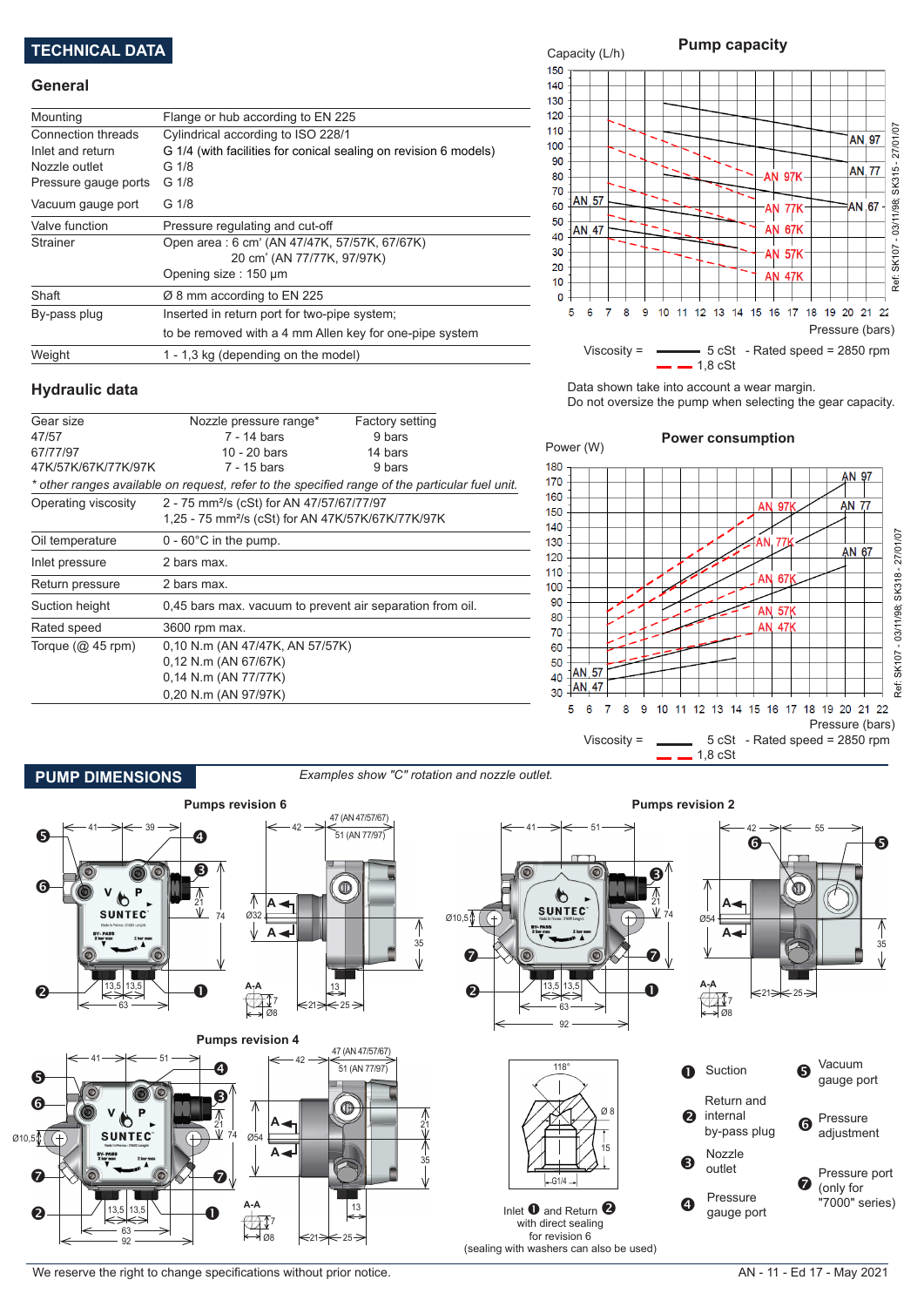# TECHNICAL DATA

## General

| | |
|---|---|
| Mounting | Flange or hub according to EN 225 |
| Connection threads | Cylindrical according to ISO 228/1 |
| Inlet and return | G 1/4 (with facilities for conical sealing on revision 6 models) |
| Nozzle outlet | G 1/8 |
| Pressure gauge ports | G 1/8 |
| Vacuum gauge port | G 1/8 |
| Valve function | Pressure regulating and cut-off |
| Strainer | Open area : 6 cm² (AN 47/47K, 57/57K, 67/67K)<br>20 cm² (AN 77/77K, 97/97K)<br>Opening size : 150 µm |
| Shaft | Ø 8 mm according to EN 225 |
| By-pass plug | Inserted in return port for two-pipe system;<br>to be removed with a 4 mm Allen key for one-pipe system |
| Weight | 1 - 1,3 kg (depending on the model) |

## Hydraulic data

| Gear size | Nozzle pressure range* | Factory setting |
|---|---|---|
| 47/57 | 7 - 14 bars | 9 bars |
| 67/77/97 | 10 - 20 bars | 14 bars |
| 47K/57K/67K/77K/97K | 7 - 15 bars | 9 bars |

*\* other ranges available on request, refer to the specified range of the particular fuel unit.*

| | |
|---|---|
| Operating viscosity | 2 - 75 mm²/s (cSt) for AN 47/57/67/77/97<br>1,25 - 75 mm²/s (cSt) for AN 47K/57K/67K/77K/97K |
| Oil temperature | 0 - 60°C in the pump. |
| Inlet pressure | 2 bars max. |
| Return pressure | 2 bars max. |
| Suction height | 0,45 bars max. vacuum to prevent air separation from oil. |
| Rated speed | 3600 rpm max. |
| Torque (@ 45 rpm) | 0,10 N.m (AN 47/47K, AN 57/57K)<br>0,12 N.m (AN 67/67K)<br>0,14 N.m (AN 77/77K)<br>0,20 N.m (AN 97/97K) |

## Pump capacity

Capacity (L/h)

AN 97, AN 77, AN 67, AN 57, AN 47, AN 97K, AN 77K, AN 67K, AN 57K, AN 47K

Pressure (bars)

Viscosity = 5 cSt (solid line), 1,8 cSt (dashed line) - Rated speed = 2850 rpm

Ref: SK107 - 03/11/98; SK315 - 27/01/07

Data shown take into account a wear margin.
Do not oversize the pump when selecting the gear capacity.

## Power consumption

Power (W)

AN 97, AN 77, AN 67, AN 57, AN 47, AN 97K, AN 77K, AN 67K, AN 57K, AN 47K

Pressure (bars)

Viscosity = 5 cSt (solid line), 1,8 cSt (dashed line) - Rated speed = 2850 rpm

Ref: SK107 - 03/11/98; SK318 - 27/01/07

# PUMP DIMENSIONS

*Examples show "C" rotation and nozzle outlet.*

**Pumps revision 6**

**Pumps revision 2**

**Pumps revision 4**

Inlet ❶ and Return ❷ with direct sealing for revision 6 (sealing with washers can also be used)

❶ Suction
❷ Return and internal by-pass plug
❸ Nozzle outlet
❹ Pressure gauge port
❺ Vacuum gauge port
❻ Pressure adjustment
❼ Pressure port (only for "7000" series)

We reserve the right to change specifications without prior notice.

AN - 11 - Ed 17 - May 2021